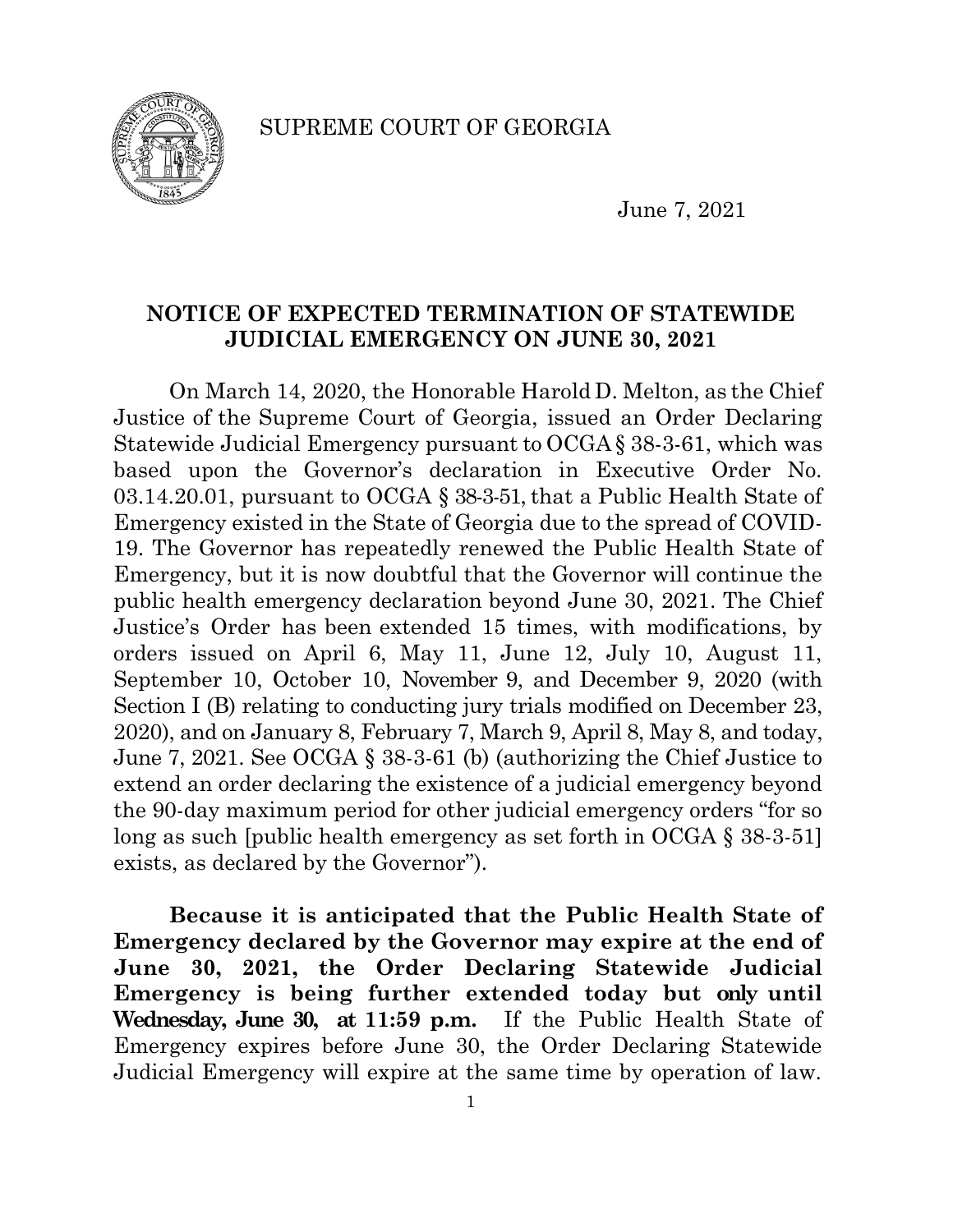SUPREME COURT OF GEORGIA

June 7, 2021

## NOTICE OF EXPECTED TERMINATION OF STATEWIDE JUDICIAL EMERGENCY ON JUNE 30, 2021

On March 14, 2020, the Honorable Harold D. Melton, as the Chief Justice of the Supreme Court of Georgia, issued an Order Declaring Statewide Judicial Emergency pursuant to OCGA § 38-3-61, which was based upon the Governor's declaration in Executive Order No. 03.14.20.01, pursuant to OCGA § 38-3-51, that a Public Health State of Emergency existed in the State of Georgia due to the spread of COVID-19. The Governor has repeatedly renewed the Public Health State of Emergency, but it is now doubtful that the Governor will continue the public health emergency declaration beyond June 30, 2021. The Chief Justice's Order has been extended 15 times, with modifications, by orders issued on April 6, May 11, June 12, July 10, August 11, September 10, October 10, November 9, and December 9, 2020 (with Section I (B) relating to conducting jury trials modified on December 23, 2020), and on January 8, February 7, March 9, April 8, May 8, and today, June 7, 2021. See OCGA § 38-3-61 (b) (authorizing the Chief Justice to extend an order declaring the existence of a judicial emergency beyond the 90-day maximum period for other judicial emergency orders "for so long as such [public health emergency as set forth in OCGA § 38-3-51] exists, as declared by the Governor").

**Because it is anticipated that the Public Health State of Emergency declared by the Governor may expire at the end of June 30, 2021, the Order Declaring Statewide Judicial Emergency is being further extended today but only until Wednesday, June 30, at 11:59 p.m.** If the Public Health State of Emergency expires before June 30, the Order Declaring Statewide Judicial Emergency will expire at the same time by operation of law.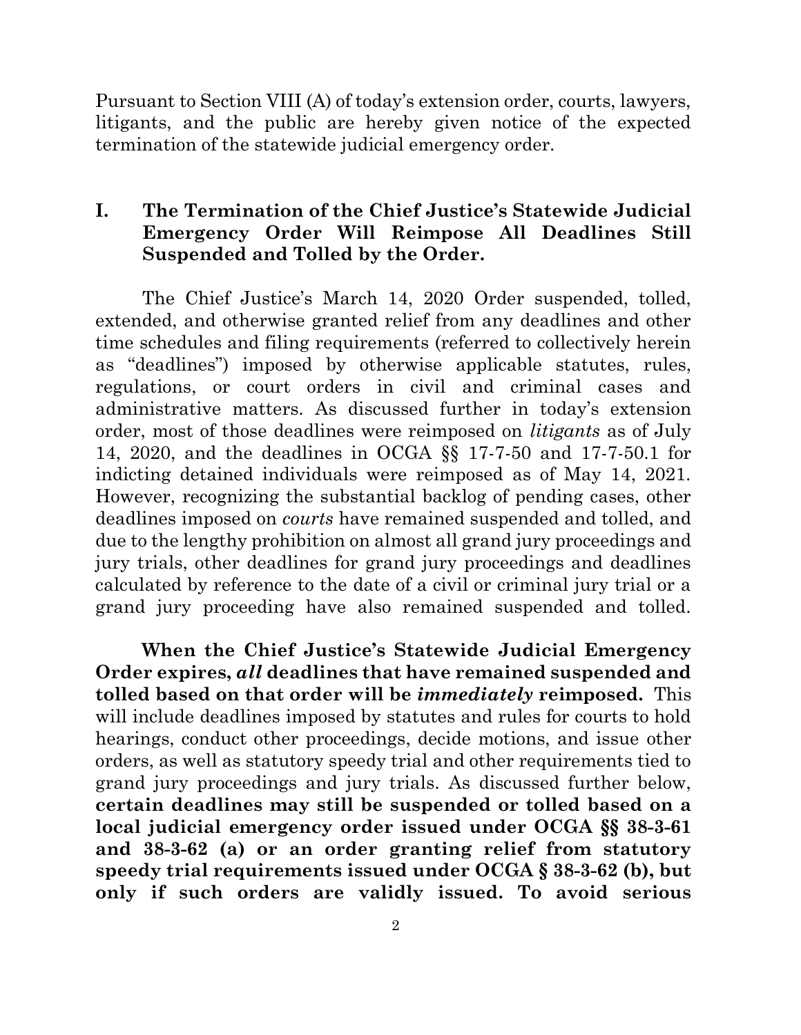Pursuant to Section VIII (A) of today's extension order, courts, lawyers, litigants, and the public are hereby given notice of the expected termination of the statewide judicial emergency order.

## I. The Termination of the Chief Justice's Statewide Judicial Emergency Order Will Reimpose All Deadlines Still Suspended and Tolled by the Order.

The Chief Justice's March 14, 2020 Order suspended, tolled, extended, and otherwise granted relief from any deadlines and other time schedules and filing requirements (referred to collectively herein as "deadlines") imposed by otherwise applicable statutes, rules, regulations, or court orders in civil and criminal cases and administrative matters. As discussed further in today's extension order, most of those deadlines were reimposed on *litigants* as of July 14, 2020, and the deadlines in OCGA §§ 17-7-50 and 17-7-50.1 for indicting detained individuals were reimposed as of May 14, 2021. However, recognizing the substantial backlog of pending cases, other deadlines imposed on *courts* have remained suspended and tolled, and due to the lengthy prohibition on almost all grand jury proceedings and jury trials, other deadlines for grand jury proceedings and deadlines calculated by reference to the date of a civil or criminal jury trial or a grand jury proceeding have also remained suspended and tolled.

**When the Chief Justice's Statewide Judicial Emergency Order expires, *all* deadlines that have remained suspended and tolled based on that order will be *immediately* reimposed.** This will include deadlines imposed by statutes and rules for courts to hold hearings, conduct other proceedings, decide motions, and issue other orders, as well as statutory speedy trial and other requirements tied to grand jury proceedings and jury trials. As discussed further below, **certain deadlines may still be suspended or tolled based on a local judicial emergency order issued under OCGA §§ 38-3-61 and 38-3-62 (a) or an order granting relief from statutory speedy trial requirements issued under OCGA § 38-3-62 (b), but only if such orders are validly issued. To avoid serious**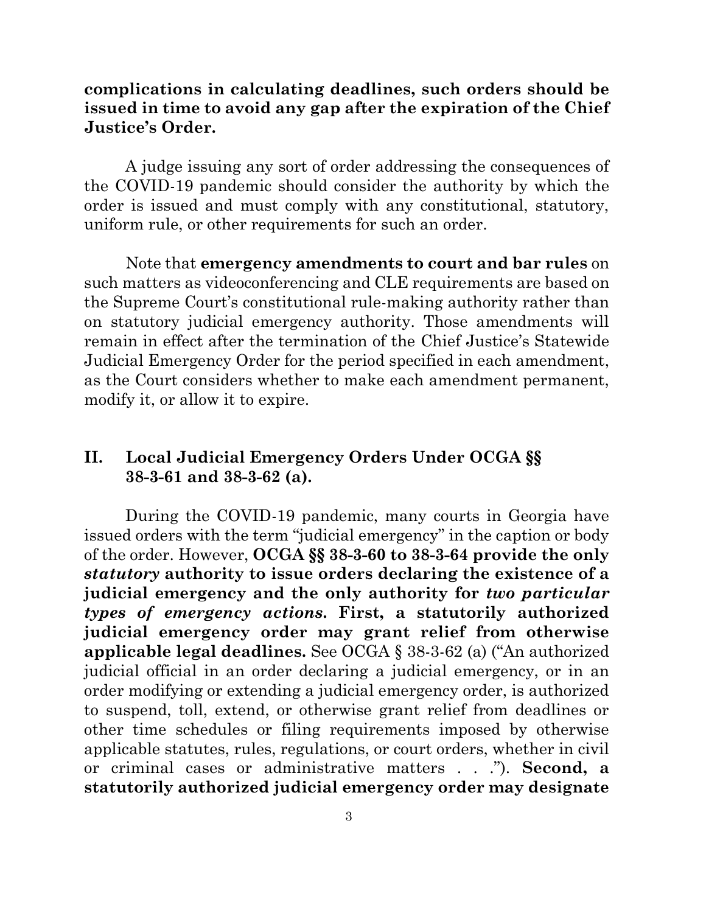**complications in calculating deadlines, such orders should be issued in time to avoid any gap after the expiration of the Chief Justice's Order.**

A judge issuing any sort of order addressing the consequences of the COVID-19 pandemic should consider the authority by which the order is issued and must comply with any constitutional, statutory, uniform rule, or other requirements for such an order.

Note that **emergency amendments to court and bar rules** on such matters as videoconferencing and CLE requirements are based on the Supreme Court's constitutional rule-making authority rather than on statutory judicial emergency authority. Those amendments will remain in effect after the termination of the Chief Justice's Statewide Judicial Emergency Order for the period specified in each amendment, as the Court considers whether to make each amendment permanent, modify it, or allow it to expire.

## II. Local Judicial Emergency Orders Under OCGA §§ 38-3-61 and 38-3-62 (a).

During the COVID-19 pandemic, many courts in Georgia have issued orders with the term "judicial emergency" in the caption or body of the order. However, **OCGA §§ 38-3-60 to 38-3-64 provide the only *statutory* authority to issue orders declaring the existence of a judicial emergency and the only authority for *two particular types of emergency actions.* First, a statutorily authorized judicial emergency order may grant relief from otherwise applicable legal deadlines.** See OCGA § 38-3-62 (a) ("An authorized judicial official in an order declaring a judicial emergency, or in an order modifying or extending a judicial emergency order, is authorized to suspend, toll, extend, or otherwise grant relief from deadlines or other time schedules or filing requirements imposed by otherwise applicable statutes, rules, regulations, or court orders, whether in civil or criminal cases or administrative matters . . ."). **Second, a statutorily authorized judicial emergency order may designate**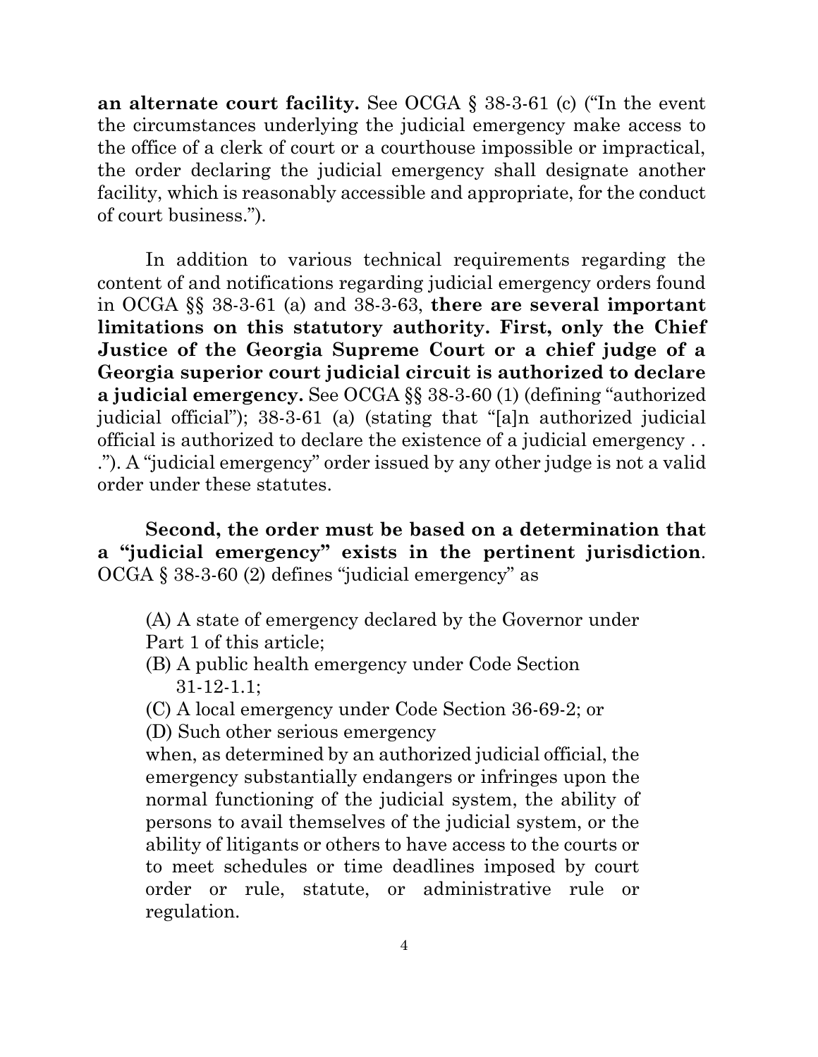**an alternate court facility.** See OCGA § 38-3-61 (c) ("In the event the circumstances underlying the judicial emergency make access to the office of a clerk of court or a courthouse impossible or impractical, the order declaring the judicial emergency shall designate another facility, which is reasonably accessible and appropriate, for the conduct of court business.").

In addition to various technical requirements regarding the content of and notifications regarding judicial emergency orders found in OCGA §§ 38-3-61 (a) and 38-3-63, **there are several important limitations on this statutory authority. First, only the Chief Justice of the Georgia Supreme Court or a chief judge of a Georgia superior court judicial circuit is authorized to declare a judicial emergency.** See OCGA §§ 38-3-60 (1) (defining "authorized judicial official"); 38-3-61 (a) (stating that "[a]n authorized judicial official is authorized to declare the existence of a judicial emergency . . ."). A "judicial emergency" order issued by any other judge is not a valid order under these statutes.

**Second, the order must be based on a determination that a "judicial emergency" exists in the pertinent jurisdiction**. OCGA § 38-3-60 (2) defines "judicial emergency" as

> (A) A state of emergency declared by the Governor under Part 1 of this article;
> (B) A public health emergency under Code Section 31-12-1.1;
> (C) A local emergency under Code Section 36-69-2; or
> (D) Such other serious emergency
>
> when, as determined by an authorized judicial official, the emergency substantially endangers or infringes upon the normal functioning of the judicial system, the ability of persons to avail themselves of the judicial system, or the ability of litigants or others to have access to the courts or to meet schedules or time deadlines imposed by court order or rule, statute, or administrative rule or regulation.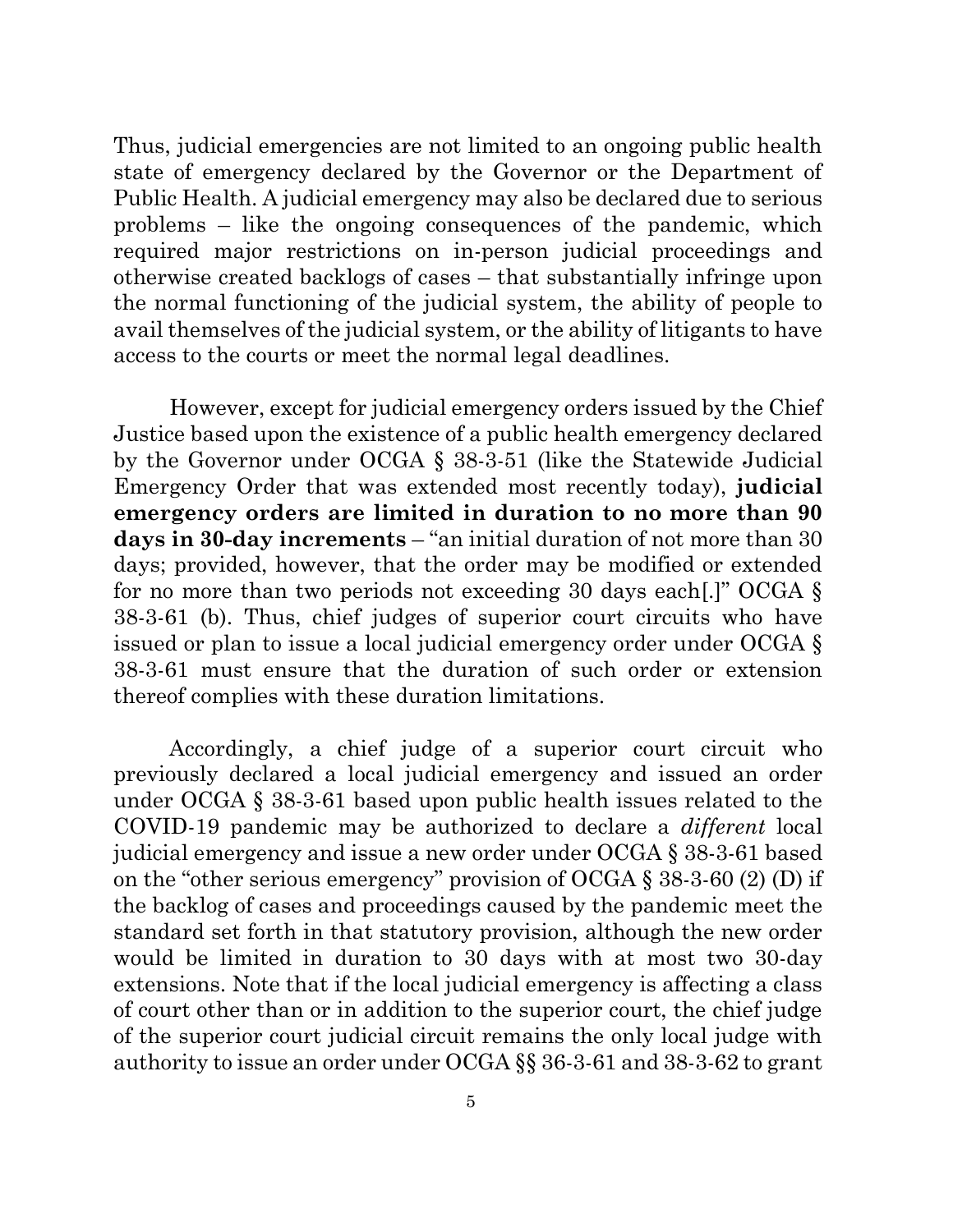Thus, judicial emergencies are not limited to an ongoing public health state of emergency declared by the Governor or the Department of Public Health. A judicial emergency may also be declared due to serious problems – like the ongoing consequences of the pandemic, which required major restrictions on in-person judicial proceedings and otherwise created backlogs of cases – that substantially infringe upon the normal functioning of the judicial system, the ability of people to avail themselves of the judicial system, or the ability of litigants to have access to the courts or meet the normal legal deadlines.

However, except for judicial emergency orders issued by the Chief Justice based upon the existence of a public health emergency declared by the Governor under OCGA § 38-3-51 (like the Statewide Judicial Emergency Order that was extended most recently today), **judicial emergency orders are limited in duration to no more than 90 days in 30-day increments** – "an initial duration of not more than 30 days; provided, however, that the order may be modified or extended for no more than two periods not exceeding 30 days each[.]" OCGA § 38-3-61 (b). Thus, chief judges of superior court circuits who have issued or plan to issue a local judicial emergency order under OCGA § 38-3-61 must ensure that the duration of such order or extension thereof complies with these duration limitations.

Accordingly, a chief judge of a superior court circuit who previously declared a local judicial emergency and issued an order under OCGA § 38-3-61 based upon public health issues related to the COVID-19 pandemic may be authorized to declare a *different* local judicial emergency and issue a new order under OCGA § 38-3-61 based on the "other serious emergency" provision of OCGA § 38-3-60 (2) (D) if the backlog of cases and proceedings caused by the pandemic meet the standard set forth in that statutory provision, although the new order would be limited in duration to 30 days with at most two 30-day extensions. Note that if the local judicial emergency is affecting a class of court other than or in addition to the superior court, the chief judge of the superior court judicial circuit remains the only local judge with authority to issue an order under OCGA §§ 36-3-61 and 38-3-62 to grant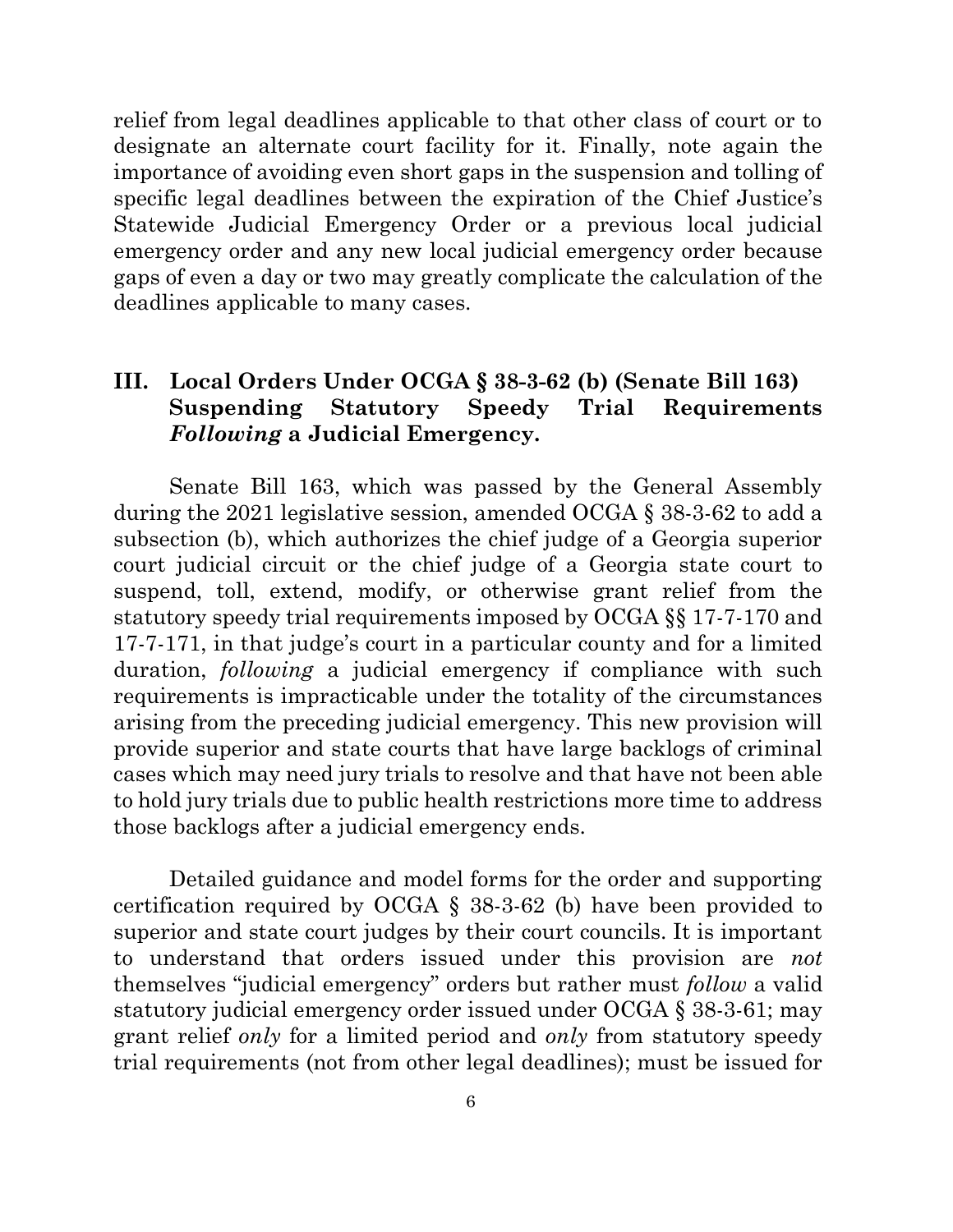relief from legal deadlines applicable to that other class of court or to designate an alternate court facility for it. Finally, note again the importance of avoiding even short gaps in the suspension and tolling of specific legal deadlines between the expiration of the Chief Justice's Statewide Judicial Emergency Order or a previous local judicial emergency order and any new local judicial emergency order because gaps of even a day or two may greatly complicate the calculation of the deadlines applicable to many cases.

## III. Local Orders Under OCGA § 38-3-62 (b) (Senate Bill 163) Suspending Statutory Speedy Trial Requirements *Following* a Judicial Emergency.

Senate Bill 163, which was passed by the General Assembly during the 2021 legislative session, amended OCGA § 38-3-62 to add a subsection (b), which authorizes the chief judge of a Georgia superior court judicial circuit or the chief judge of a Georgia state court to suspend, toll, extend, modify, or otherwise grant relief from the statutory speedy trial requirements imposed by OCGA §§ 17-7-170 and 17-7-171, in that judge's court in a particular county and for a limited duration, *following* a judicial emergency if compliance with such requirements is impracticable under the totality of the circumstances arising from the preceding judicial emergency. This new provision will provide superior and state courts that have large backlogs of criminal cases which may need jury trials to resolve and that have not been able to hold jury trials due to public health restrictions more time to address those backlogs after a judicial emergency ends.

Detailed guidance and model forms for the order and supporting certification required by OCGA § 38-3-62 (b) have been provided to superior and state court judges by their court councils. It is important to understand that orders issued under this provision are *not* themselves "judicial emergency" orders but rather must *follow* a valid statutory judicial emergency order issued under OCGA § 38-3-61; may grant relief *only* for a limited period and *only* from statutory speedy trial requirements (not from other legal deadlines); must be issued for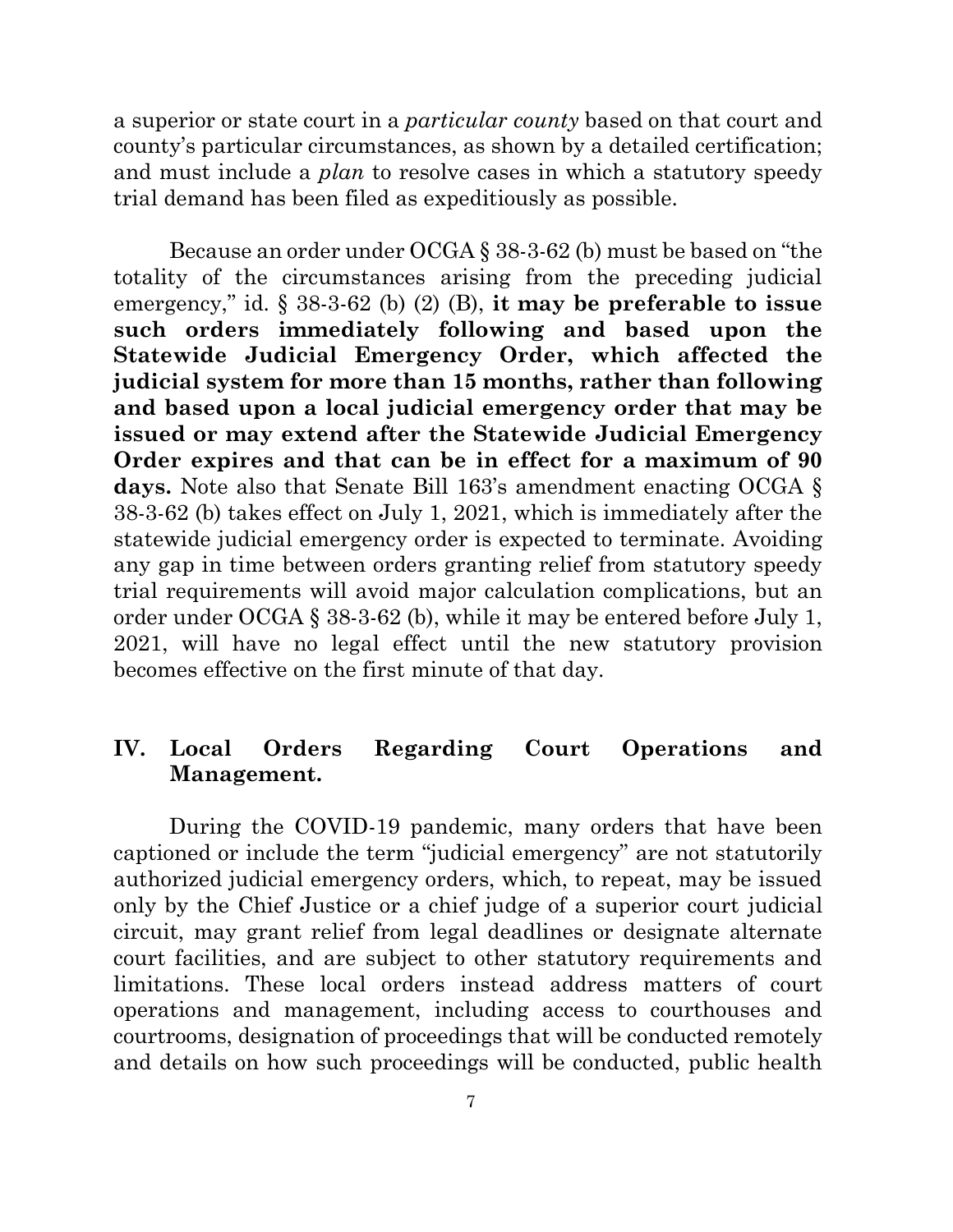a superior or state court in a *particular county* based on that court and county's particular circumstances, as shown by a detailed certification; and must include a *plan* to resolve cases in which a statutory speedy trial demand has been filed as expeditiously as possible.

Because an order under OCGA § 38-3-62 (b) must be based on "the totality of the circumstances arising from the preceding judicial emergency," id. § 38-3-62 (b) (2) (B), **it may be preferable to issue such orders immediately following and based upon the Statewide Judicial Emergency Order, which affected the judicial system for more than 15 months, rather than following and based upon a local judicial emergency order that may be issued or may extend after the Statewide Judicial Emergency Order expires and that can be in effect for a maximum of 90 days.** Note also that Senate Bill 163's amendment enacting OCGA § 38-3-62 (b) takes effect on July 1, 2021, which is immediately after the statewide judicial emergency order is expected to terminate. Avoiding any gap in time between orders granting relief from statutory speedy trial requirements will avoid major calculation complications, but an order under OCGA § 38-3-62 (b), while it may be entered before July 1, 2021, will have no legal effect until the new statutory provision becomes effective on the first minute of that day.

## IV. Local Orders Regarding Court Operations and Management.

During the COVID-19 pandemic, many orders that have been captioned or include the term "judicial emergency" are not statutorily authorized judicial emergency orders, which, to repeat, may be issued only by the Chief Justice or a chief judge of a superior court judicial circuit, may grant relief from legal deadlines or designate alternate court facilities, and are subject to other statutory requirements and limitations. These local orders instead address matters of court operations and management, including access to courthouses and courtrooms, designation of proceedings that will be conducted remotely and details on how such proceedings will be conducted, public health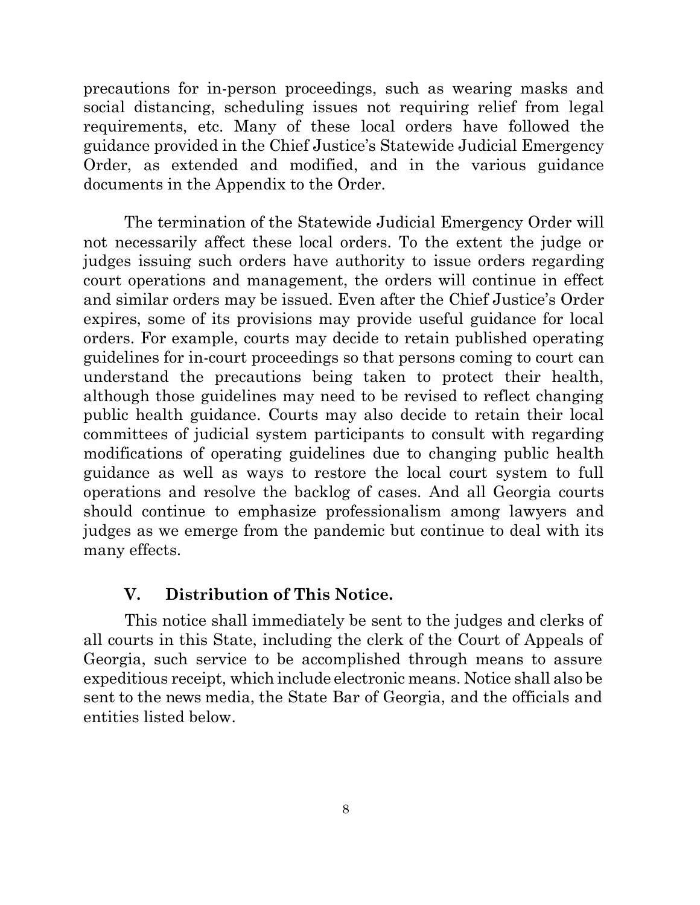precautions for in-person proceedings, such as wearing masks and social distancing, scheduling issues not requiring relief from legal requirements, etc. Many of these local orders have followed the guidance provided in the Chief Justice's Statewide Judicial Emergency Order, as extended and modified, and in the various guidance documents in the Appendix to the Order.

The termination of the Statewide Judicial Emergency Order will not necessarily affect these local orders. To the extent the judge or judges issuing such orders have authority to issue orders regarding court operations and management, the orders will continue in effect and similar orders may be issued. Even after the Chief Justice's Order expires, some of its provisions may provide useful guidance for local orders. For example, courts may decide to retain published operating guidelines for in-court proceedings so that persons coming to court can understand the precautions being taken to protect their health, although those guidelines may need to be revised to reflect changing public health guidance. Courts may also decide to retain their local committees of judicial system participants to consult with regarding modifications of operating guidelines due to changing public health guidance as well as ways to restore the local court system to full operations and resolve the backlog of cases. And all Georgia courts should continue to emphasize professionalism among lawyers and judges as we emerge from the pandemic but continue to deal with its many effects.

## V. Distribution of This Notice.

This notice shall immediately be sent to the judges and clerks of all courts in this State, including the clerk of the Court of Appeals of Georgia, such service to be accomplished through means to assure expeditious receipt, which include electronic means. Notice shall also be sent to the news media, the State Bar of Georgia, and the officials and entities listed below.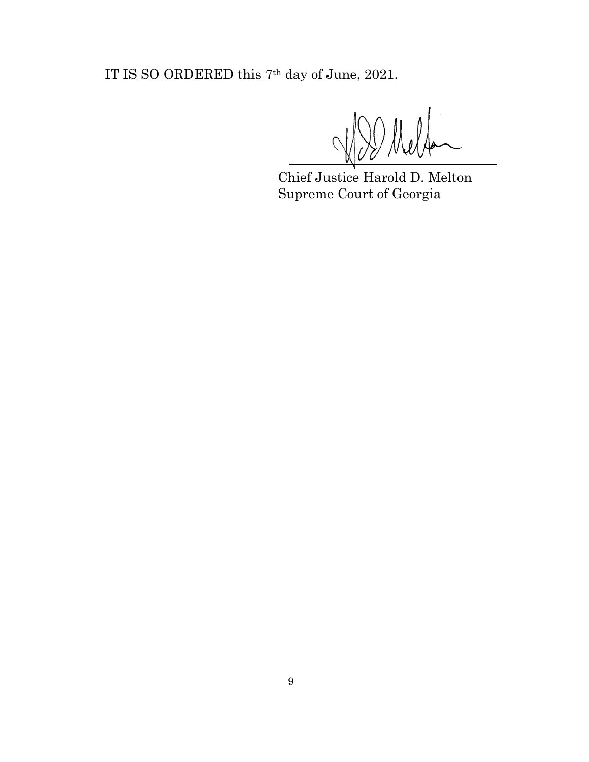IT IS SO ORDERED this 7th day of June, 2021.

Chief Justice Harold D. Melton
Supreme Court of Georgia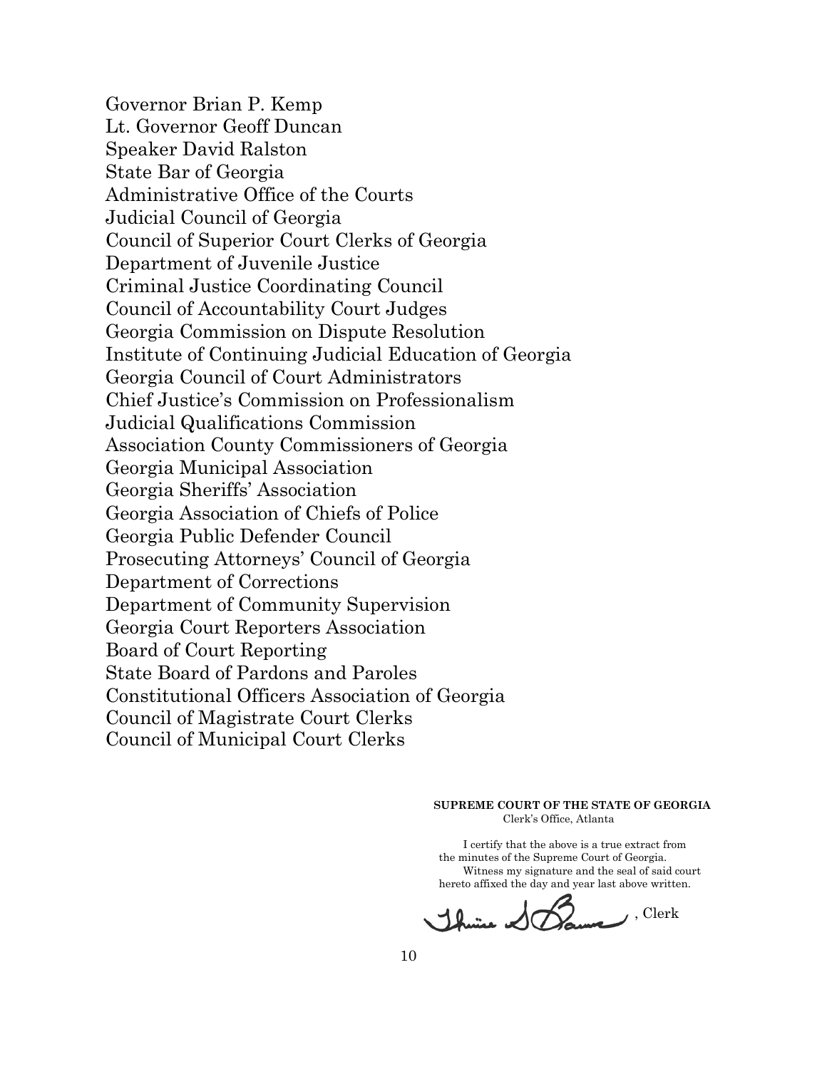Governor Brian P. Kemp
Lt. Governor Geoff Duncan
Speaker David Ralston
State Bar of Georgia
Administrative Office of the Courts
Judicial Council of Georgia
Council of Superior Court Clerks of Georgia
Department of Juvenile Justice
Criminal Justice Coordinating Council
Council of Accountability Court Judges
Georgia Commission on Dispute Resolution
Institute of Continuing Judicial Education of Georgia
Georgia Council of Court Administrators
Chief Justice's Commission on Professionalism
Judicial Qualifications Commission
Association County Commissioners of Georgia
Georgia Municipal Association
Georgia Sheriffs' Association
Georgia Association of Chiefs of Police
Georgia Public Defender Council
Prosecuting Attorneys' Council of Georgia
Department of Corrections
Department of Community Supervision
Georgia Court Reporters Association
Board of Court Reporting
State Board of Pardons and Paroles
Constitutional Officers Association of Georgia
Council of Magistrate Court Clerks
Council of Municipal Court Clerks

**SUPREME COURT OF THE STATE OF GEORGIA**
Clerk's Office, Atlanta

I certify that the above is a true extract from the minutes of the Supreme Court of Georgia.
Witness my signature and the seal of said court hereto affixed the day and year last above written.

Thérèse S. Barnes, Clerk